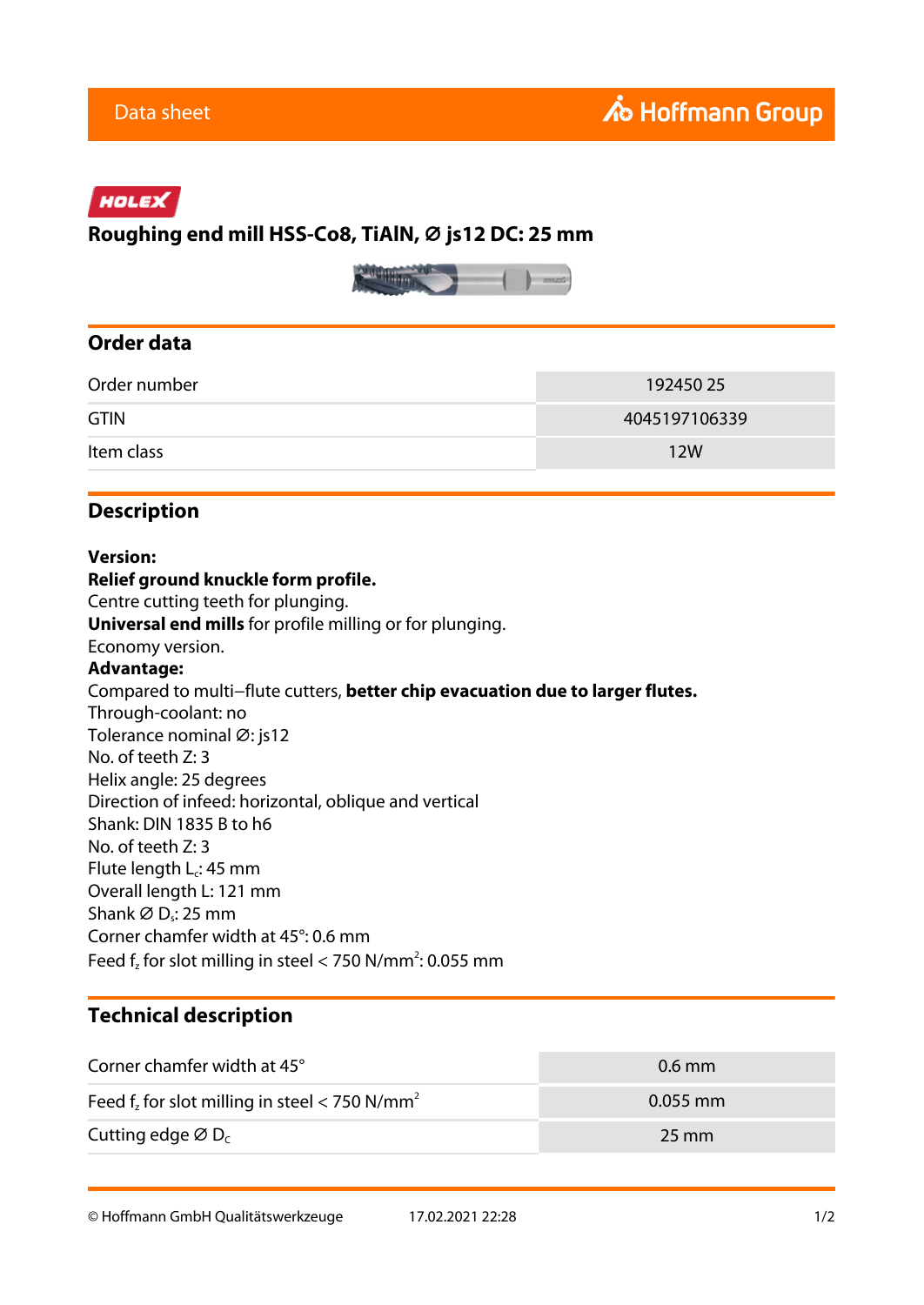Data sheet

Hoffmann Group

HOLEX

# Roughing end mill HSS-Co8, TiAlN, Ø js12 DC: 25 mm

## Order data

| Order number | 192450 25 |
|---|---|
| GTIN | 4045197106339 |
| Item class | 12W |

## Description

**Version:**
**Relief ground knuckle form profile.**
Centre cutting teeth for plunging.
**Universal end mills** for profile milling or for plunging.
Economy version.
**Advantage:**
Compared to multi–flute cutters, **better chip evacuation due to larger flutes.**
Through-coolant: no
Tolerance nominal Ø: js12
No. of teeth Z: 3
Helix angle: 25 degrees
Direction of infeed: horizontal, oblique and vertical
Shank: DIN 1835 B to h6
No. of teeth Z: 3
Flute length $L_c$: 45 mm
Overall length L: 121 mm
Shank Ø $D_s$: 25 mm
Corner chamfer width at 45°: 0.6 mm
Feed $f_z$ for slot milling in steel < 750 N/mm$^2$: 0.055 mm

## Technical description

| Corner chamfer width at 45° | 0.6 mm |
|---|---|
| Feed $f_z$ for slot milling in steel < 750 N/mm$^2$ | 0.055 mm |
| Cutting edge Ø $D_c$ | 25 mm |

© Hoffmann GmbH Qualitätswerkzeuge 17.02.2021 22:28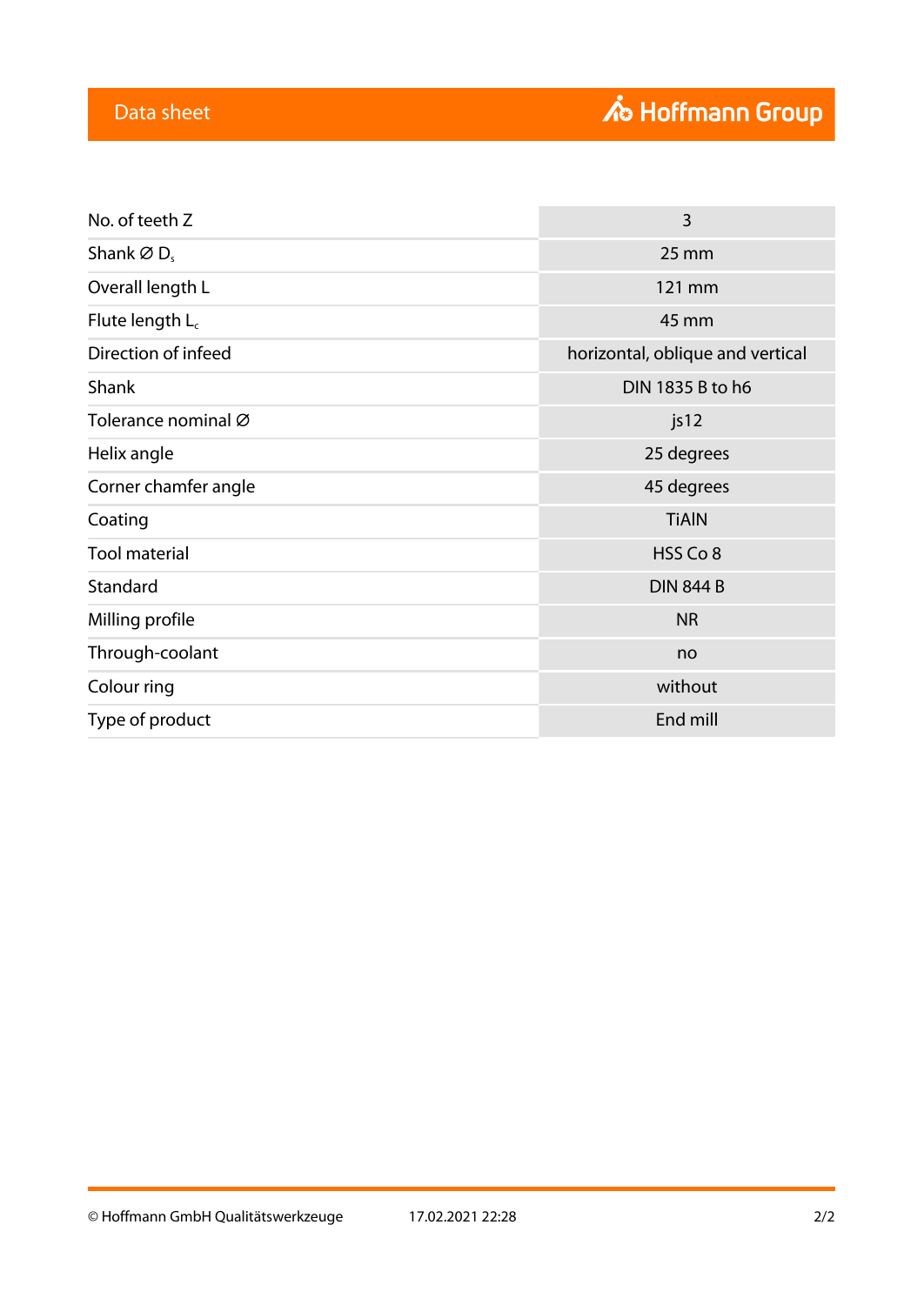| | |
|---|---|
| No. of teeth Z | 3 |
| Shank Ø $D_s$ | 25 mm |
| Overall length L | 121 mm |
| Flute length $L_c$ | 45 mm |
| Direction of infeed | horizontal, oblique and vertical |
| Shank | DIN 1835 B to h6 |
| Tolerance nominal Ø | js12 |
| Helix angle | 25 degrees |
| Corner chamfer angle | 45 degrees |
| Coating | TiAlN |
| Tool material | HSS Co 8 |
| Standard | DIN 844 B |
| Milling profile | NR |
| Through-coolant | no |
| Colour ring | without |
| Type of product | End mill |